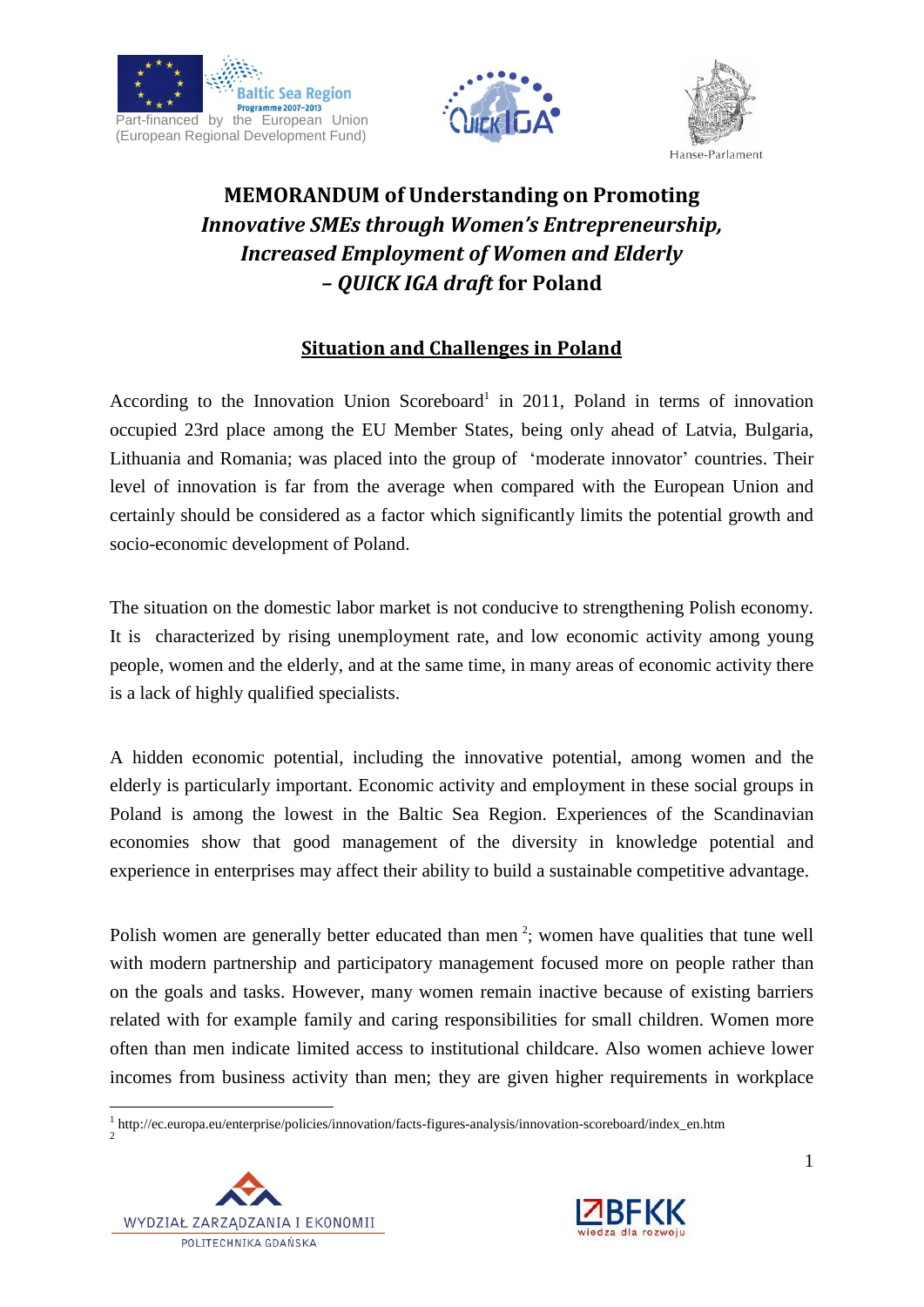Part-financed by the European Union (European Regional Development Fund)

# MEMORANDUM of Understanding on Promoting *Innovative SMEs through Women's Entrepreneurship, Increased Employment of Women and Elderly* – *QUICK IGA draft* for Poland

## Situation and Challenges in Poland

According to the Innovation Union Scoreboard[1] in 2011, Poland in terms of innovation occupied 23rd place among the EU Member States, being only ahead of Latvia, Bulgaria, Lithuania and Romania; was placed into the group of 'moderate innovator' countries. Their level of innovation is far from the average when compared with the European Union and certainly should be considered as a factor which significantly limits the potential growth and socio-economic development of Poland.

The situation on the domestic labor market is not conducive to strengthening Polish economy. It is characterized by rising unemployment rate, and low economic activity among young people, women and the elderly, and at the same time, in many areas of economic activity there is a lack of highly qualified specialists.

A hidden economic potential, including the innovative potential, among women and the elderly is particularly important. Economic activity and employment in these social groups in Poland is among the lowest in the Baltic Sea Region. Experiences of the Scandinavian economies show that good management of the diversity in knowledge potential and experience in enterprises may affect their ability to build a sustainable competitive advantage.

Polish women are generally better educated than men [2]; women have qualities that tune well with modern partnership and participatory management focused more on people rather than on the goals and tasks. However, many women remain inactive because of existing barriers related with for example family and caring responsibilities for small children. Women more often than men indicate limited access to institutional childcare. Also women achieve lower incomes from business activity than men; they are given higher requirements in workplace

[1] http://ec.europa.eu/enterprise/policies/innovation/facts-figures-analysis/innovation-scoreboard/index_en.htm

[2]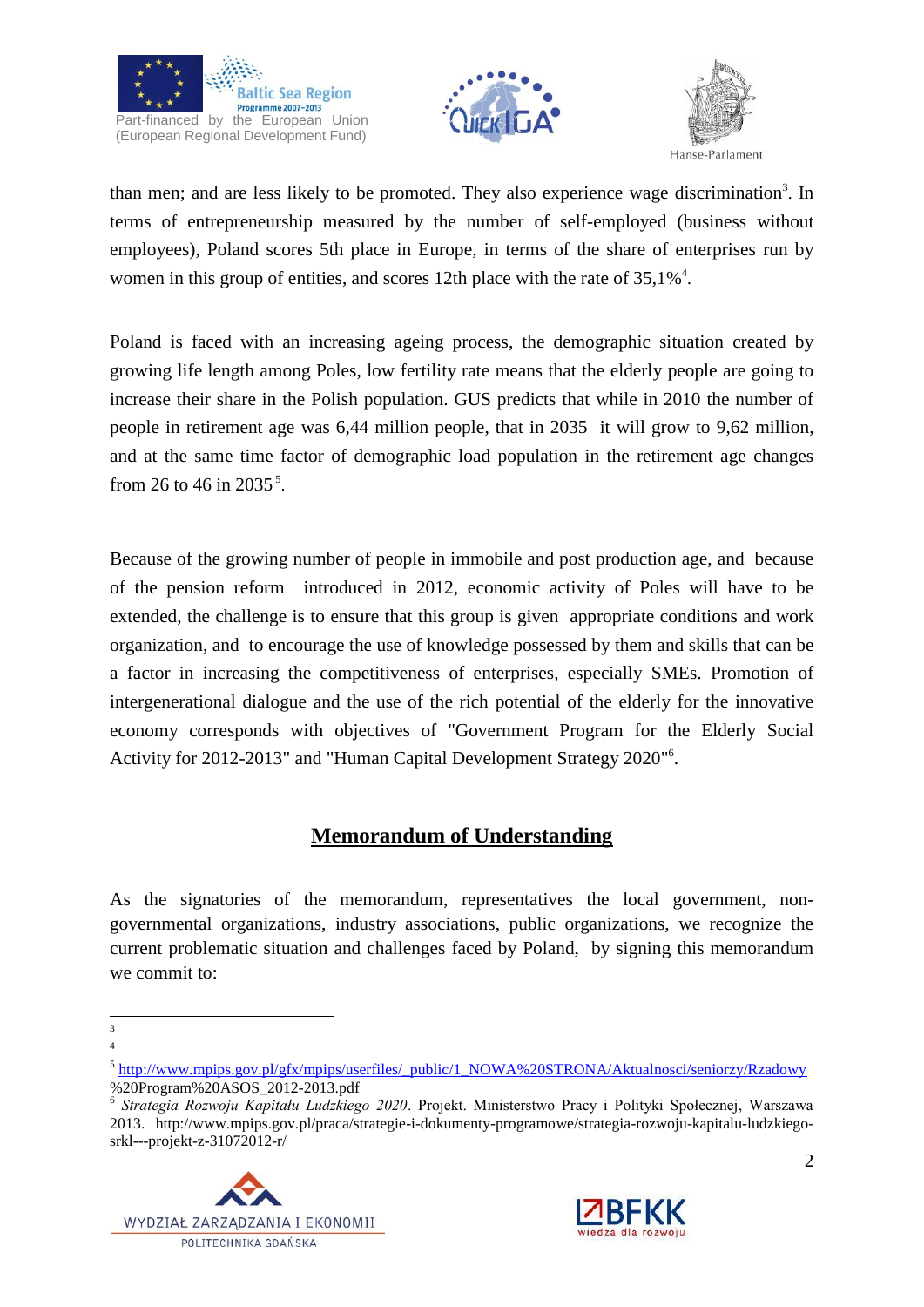than men; and are less likely to be promoted. They also experience wage discrimination[3]. In terms of entrepreneurship measured by the number of self-employed (business without employees), Poland scores 5th place in Europe, in terms of the share of enterprises run by women in this group of entities, and scores 12th place with the rate of 35,1%[4].

Poland is faced with an increasing ageing process, the demographic situation created by growing life length among Poles, low fertility rate means that the elderly people are going to increase their share in the Polish population. GUS predicts that while in 2010 the number of people in retirement age was 6,44 million people, that in 2035 it will grow to 9,62 million, and at the same time factor of demographic load population in the retirement age changes from 26 to 46 in 2035[5].

Because of the growing number of people in immobile and post production age, and because of the pension reform introduced in 2012, economic activity of Poles will have to be extended, the challenge is to ensure that this group is given appropriate conditions and work organization, and to encourage the use of knowledge possessed by them and skills that can be a factor in increasing the competitiveness of enterprises, especially SMEs. Promotion of intergenerational dialogue and the use of the rich potential of the elderly for the innovative economy corresponds with objectives of "Government Program for the Elderly Social Activity for 2012-2013" and "Human Capital Development Strategy 2020"[6].

## Memorandum of Understanding

As the signatories of the memorandum, representatives the local government, non-governmental organizations, industry associations, public organizations, we recognize the current problematic situation and challenges faced by Poland, by signing this memorandum we commit to:

---

[3]

[4]

[5] http://www.mpips.gov.pl/gfx/mpips/userfiles/_public/1_NOWA%20STRONA/Aktualnosci/seniorzy/Rzadowy%20Program%20ASOS_2012-2013.pdf

[6] *Strategia Rozwoju Kapitału Ludzkiego 2020*. Projekt. Ministerstwo Pracy i Polityki Społecznej, Warszawa 2013. http://www.mpips.gov.pl/praca/strategie-i-dokumenty-programowe/strategia-rozwoju-kapitalu-ludzkiego-srkl---projekt-z-31072012-r/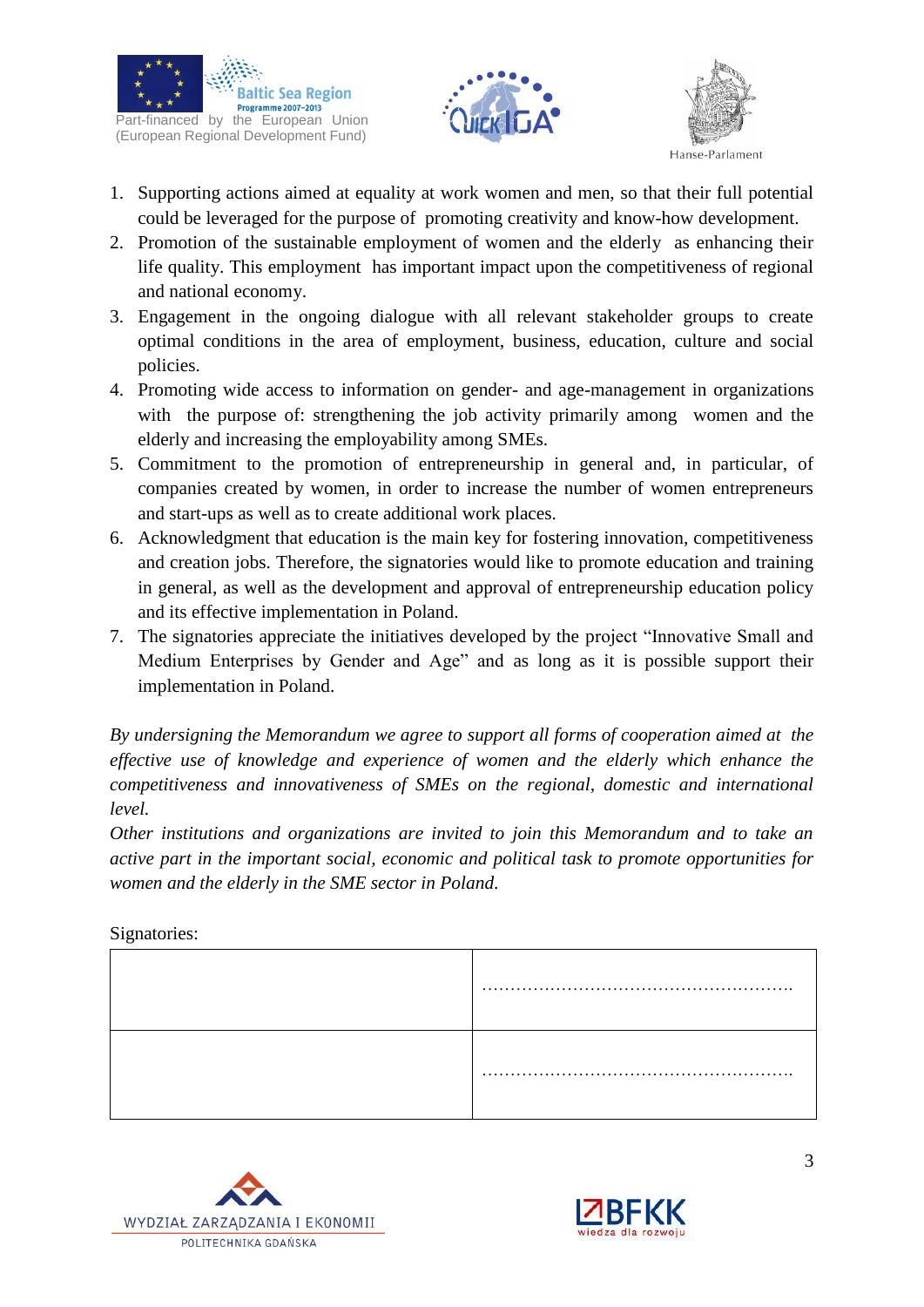1. Supporting actions aimed at equality at work women and men, so that their full potential could be leveraged for the purpose of promoting creativity and know-how development.
2. Promotion of the sustainable employment of women and the elderly as enhancing their life quality. This employment has important impact upon the competitiveness of regional and national economy.
3. Engagement in the ongoing dialogue with all relevant stakeholder groups to create optimal conditions in the area of employment, business, education, culture and social policies.
4. Promoting wide access to information on gender- and age-management in organizations with the purpose of: strengthening the job activity primarily among women and the elderly and increasing the employability among SMEs.
5. Commitment to the promotion of entrepreneurship in general and, in particular, of companies created by women, in order to increase the number of women entrepreneurs and start-ups as well as to create additional work places.
6. Acknowledgment that education is the main key for fostering innovation, competitiveness and creation jobs. Therefore, the signatories would like to promote education and training in general, as well as the development and approval of entrepreneurship education policy and its effective implementation in Poland.
7. The signatories appreciate the initiatives developed by the project "Innovative Small and Medium Enterprises by Gender and Age" and as long as it is possible support their implementation in Poland.

*By undersigning the Memorandum we agree to support all forms of cooperation aimed at the effective use of knowledge and experience of women and the elderly which enhance the competitiveness and innovativeness of SMEs on the regional, domestic and international level.*

*Other institutions and organizations are invited to join this Memorandum and to take an active part in the important social, economic and political task to promote opportunities for women and the elderly in the SME sector in Poland.*

Signatories:

| | |
|---|---|
| | ………………………………………………. |
| | ………………………………………………. |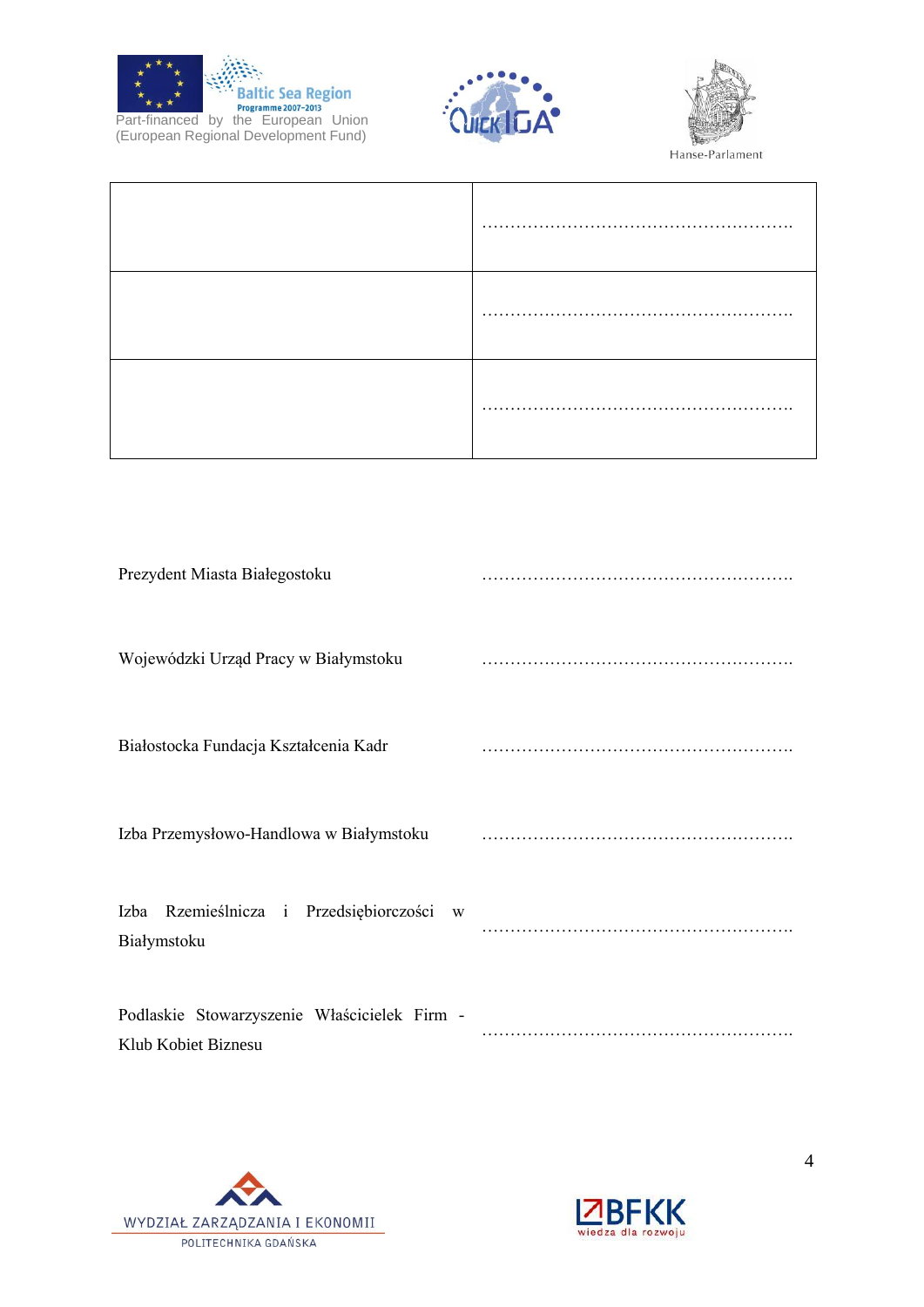|  |  |
|---|---|
|  | ………………………………………………. |
|  | ………………………………………………. |
|  | ………………………………………………. |

Prezydent Miasta Białegostoku ……………………………………………….

Wojewódzki Urząd Pracy w Białymstoku ……………………………………………….

Białostocka Fundacja Kształcenia Kadr ……………………………………………….

Izba Przemysłowo-Handlowa w Białymstoku ……………………………………………….

Izba Rzemieślnicza i Przedsiębiorczości w Białymstoku ……………………………………………….

Podlaskie Stowarzyszenie Właścicielek Firm - Klub Kobiet Biznesu ……………………………………………….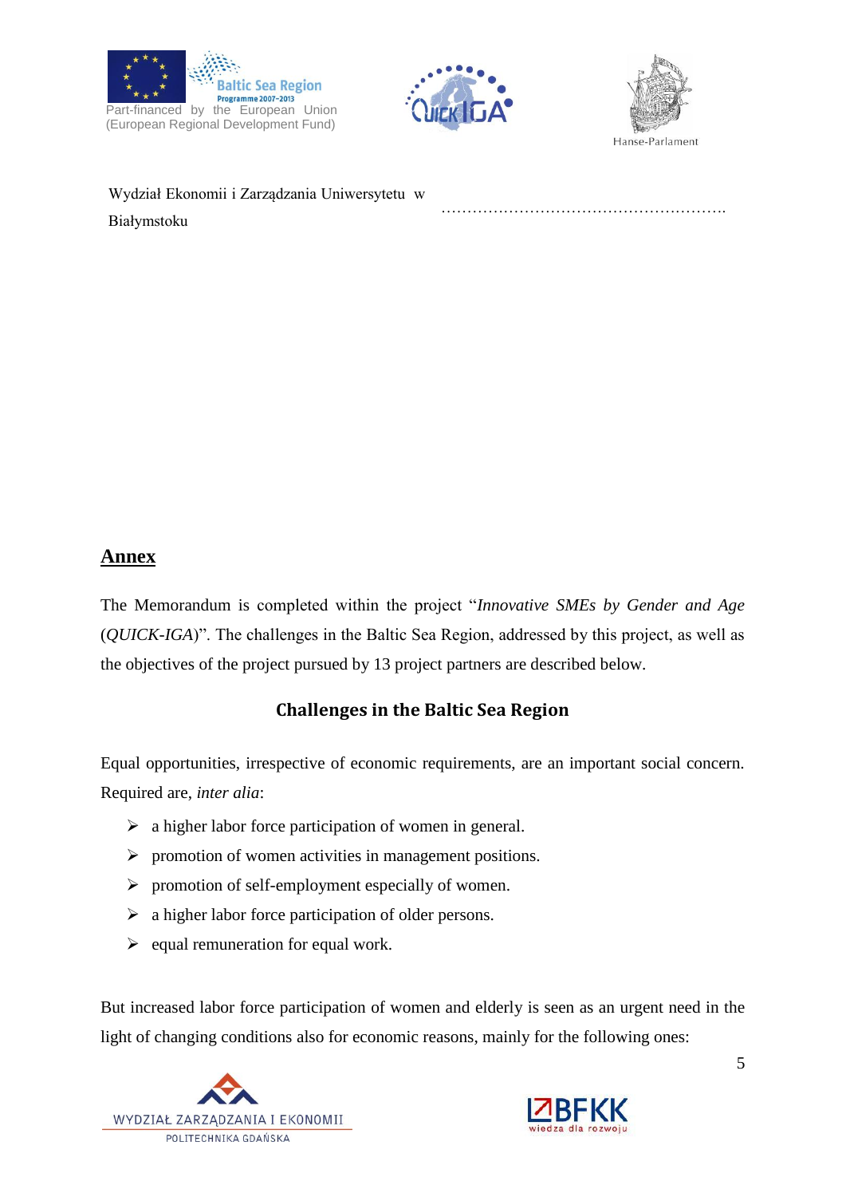Wydział Ekonomii i Zarządzania Uniwersytetu w Białymstoku

…………………………………………………….

## Annex

The Memorandum is completed within the project "*Innovative SMEs by Gender and Age* (*QUICK-IGA*)". The challenges in the Baltic Sea Region, addressed by this project, as well as the objectives of the project pursued by 13 project partners are described below.

### Challenges in the Baltic Sea Region

Equal opportunities, irrespective of economic requirements, are an important social concern. Required are, *inter alia*:

- a higher labor force participation of women in general.
- promotion of women activities in management positions.
- promotion of self-employment especially of women.
- a higher labor force participation of older persons.
- equal remuneration for equal work.

But increased labor force participation of women and elderly is seen as an urgent need in the light of changing conditions also for economic reasons, mainly for the following ones: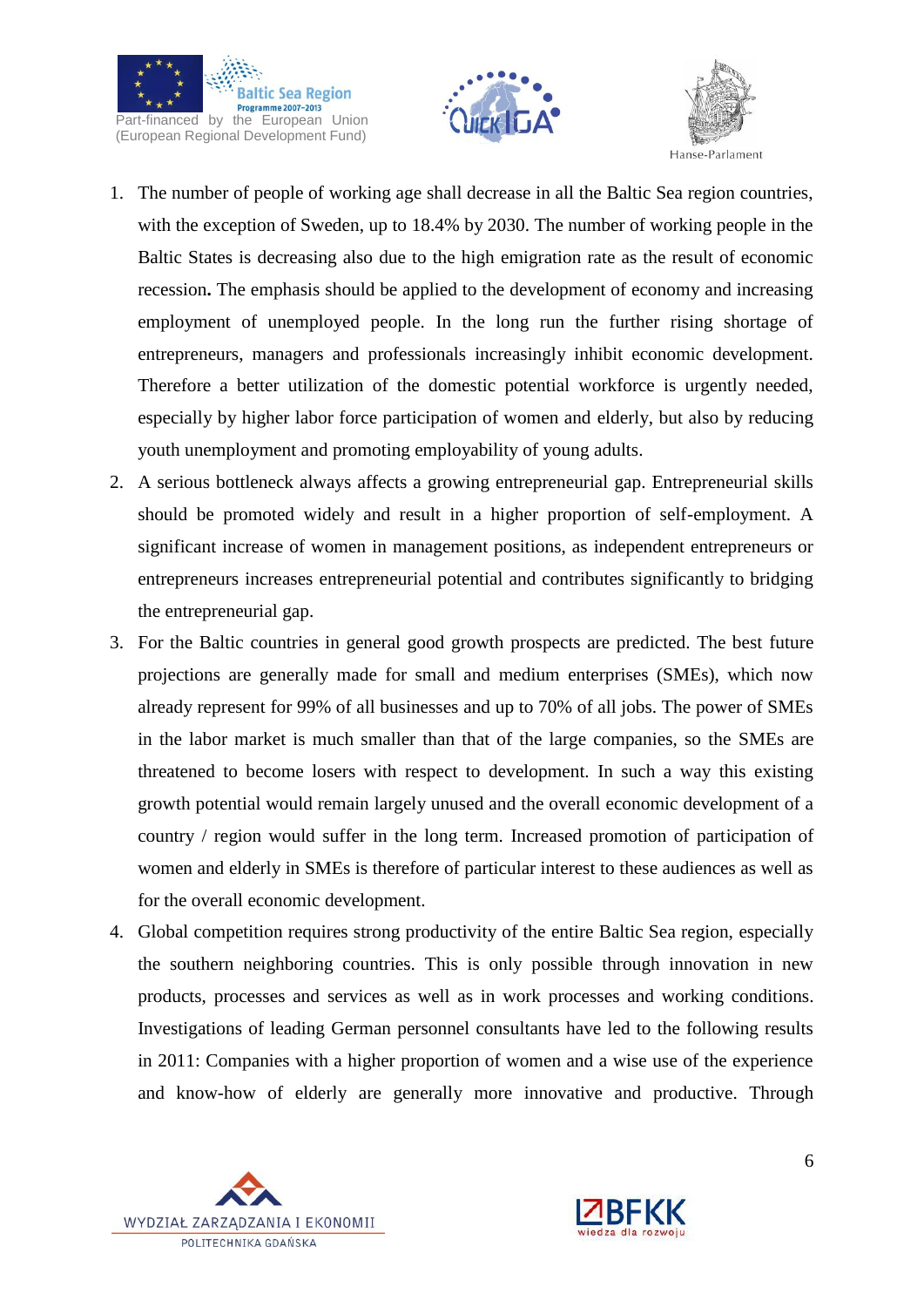1. The number of people of working age shall decrease in all the Baltic Sea region countries, with the exception of Sweden, up to 18.4% by 2030. The number of working people in the Baltic States is decreasing also due to the high emigration rate as the result of economic recession**.** The emphasis should be applied to the development of economy and increasing employment of unemployed people. In the long run the further rising shortage of entrepreneurs, managers and professionals increasingly inhibit economic development. Therefore a better utilization of the domestic potential workforce is urgently needed, especially by higher labor force participation of women and elderly, but also by reducing youth unemployment and promoting employability of young adults.
2. A serious bottleneck always affects a growing entrepreneurial gap. Entrepreneurial skills should be promoted widely and result in a higher proportion of self-employment. A significant increase of women in management positions, as independent entrepreneurs or entrepreneurs increases entrepreneurial potential and contributes significantly to bridging the entrepreneurial gap.
3. For the Baltic countries in general good growth prospects are predicted. The best future projections are generally made for small and medium enterprises (SMEs), which now already represent for 99% of all businesses and up to 70% of all jobs. The power of SMEs in the labor market is much smaller than that of the large companies, so the SMEs are threatened to become losers with respect to development. In such a way this existing growth potential would remain largely unused and the overall economic development of a country / region would suffer in the long term. Increased promotion of participation of women and elderly in SMEs is therefore of particular interest to these audiences as well as for the overall economic development.
4. Global competition requires strong productivity of the entire Baltic Sea region, especially the southern neighboring countries. This is only possible through innovation in new products, processes and services as well as in work processes and working conditions. Investigations of leading German personnel consultants have led to the following results in 2011: Companies with a higher proportion of women and a wise use of the experience and know-how of elderly are generally more innovative and productive. Through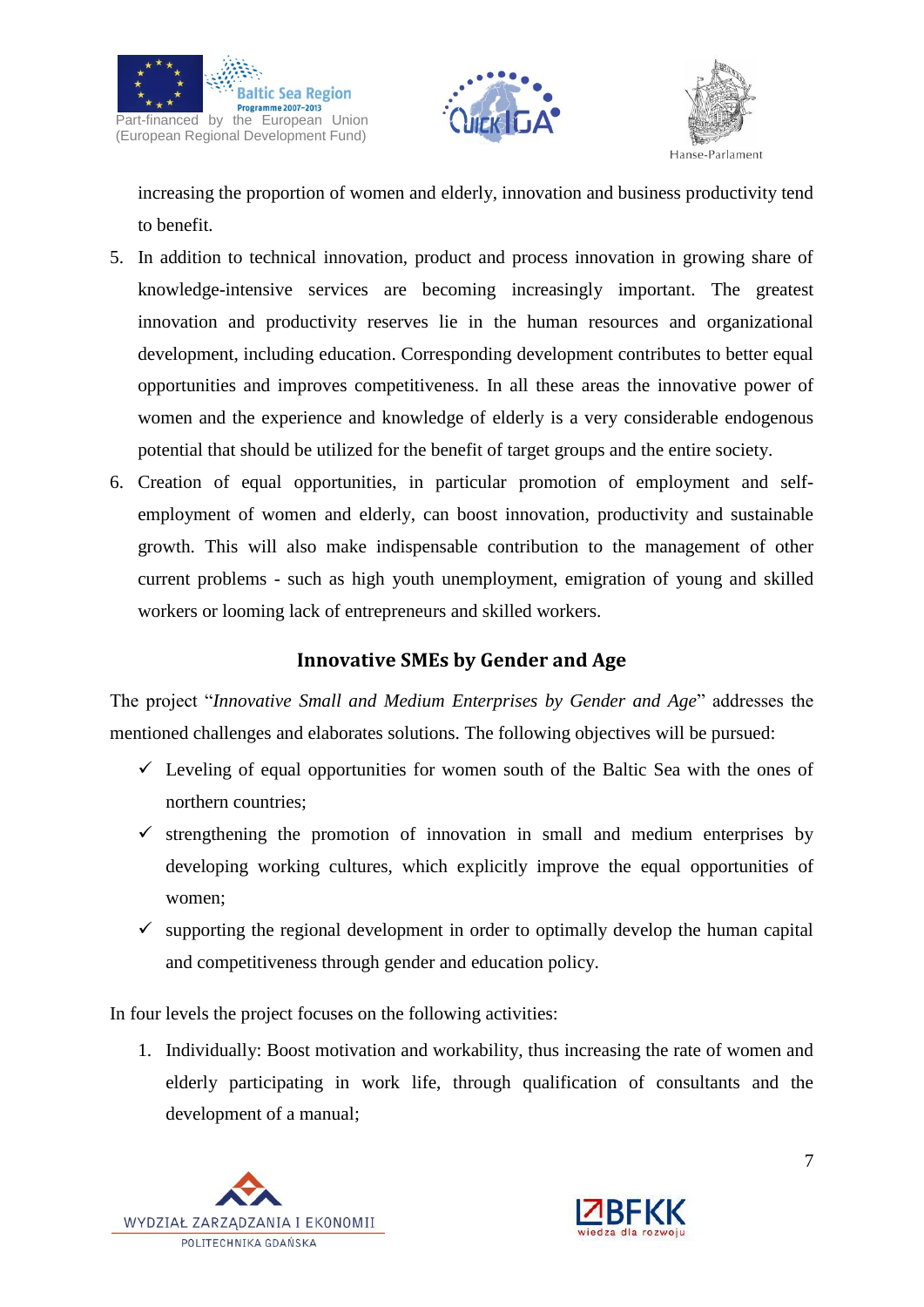increasing the proportion of women and elderly, innovation and business productivity tend to benefit.

5. In addition to technical innovation, product and process innovation in growing share of knowledge-intensive services are becoming increasingly important. The greatest innovation and productivity reserves lie in the human resources and organizational development, including education. Corresponding development contributes to better equal opportunities and improves competitiveness. In all these areas the innovative power of women and the experience and knowledge of elderly is a very considerable endogenous potential that should be utilized for the benefit of target groups and the entire society.
6. Creation of equal opportunities, in particular promotion of employment and self-employment of women and elderly, can boost innovation, productivity and sustainable growth. This will also make indispensable contribution to the management of other current problems - such as high youth unemployment, emigration of young and skilled workers or looming lack of entrepreneurs and skilled workers.

## Innovative SMEs by Gender and Age

The project "*Innovative Small and Medium Enterprises by Gender and Age*" addresses the mentioned challenges and elaborates solutions. The following objectives will be pursued:

- ✓ Leveling of equal opportunities for women south of the Baltic Sea with the ones of northern countries;
- ✓ strengthening the promotion of innovation in small and medium enterprises by developing working cultures, which explicitly improve the equal opportunities of women;
- ✓ supporting the regional development in order to optimally develop the human capital and competitiveness through gender and education policy.

In four levels the project focuses on the following activities:

1. Individually: Boost motivation and workability, thus increasing the rate of women and elderly participating in work life, through qualification of consultants and the development of a manual;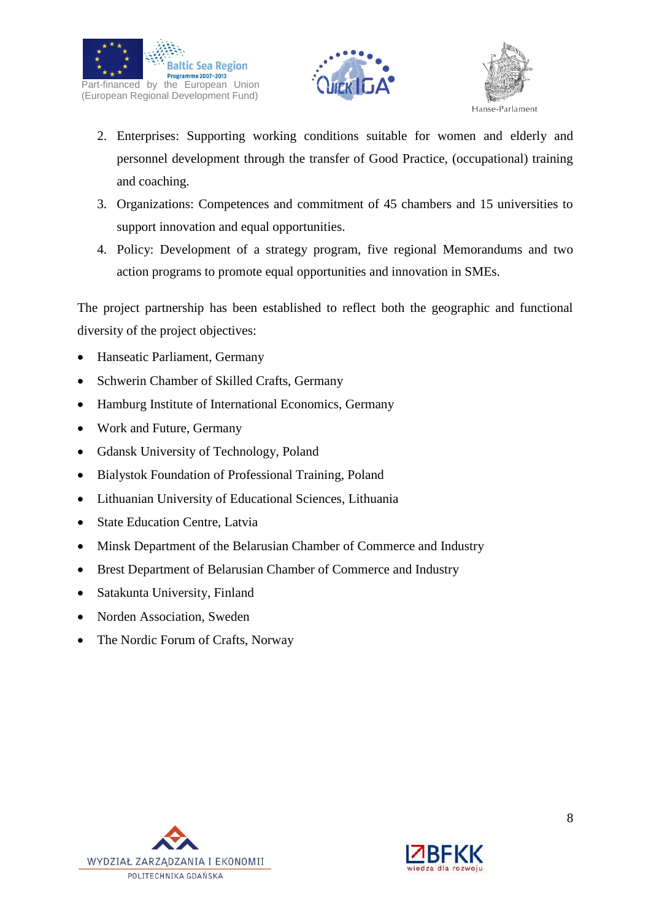2. Enterprises: Supporting working conditions suitable for women and elderly and personnel development through the transfer of Good Practice, (occupational) training and coaching.
3. Organizations: Competences and commitment of 45 chambers and 15 universities to support innovation and equal opportunities.
4. Policy: Development of a strategy program, five regional Memorandums and two action programs to promote equal opportunities and innovation in SMEs.

The project partnership has been established to reflect both the geographic and functional diversity of the project objectives:

- Hanseatic Parliament, Germany
- Schwerin Chamber of Skilled Crafts, Germany
- Hamburg Institute of International Economics, Germany
- Work and Future, Germany
- Gdansk University of Technology, Poland
- Bialystok Foundation of Professional Training, Poland
- Lithuanian University of Educational Sciences, Lithuania
- State Education Centre, Latvia
- Minsk Department of the Belarusian Chamber of Commerce and Industry
- Brest Department of Belarusian Chamber of Commerce and Industry
- Satakunta University, Finland
- Norden Association, Sweden
- The Nordic Forum of Crafts, Norway